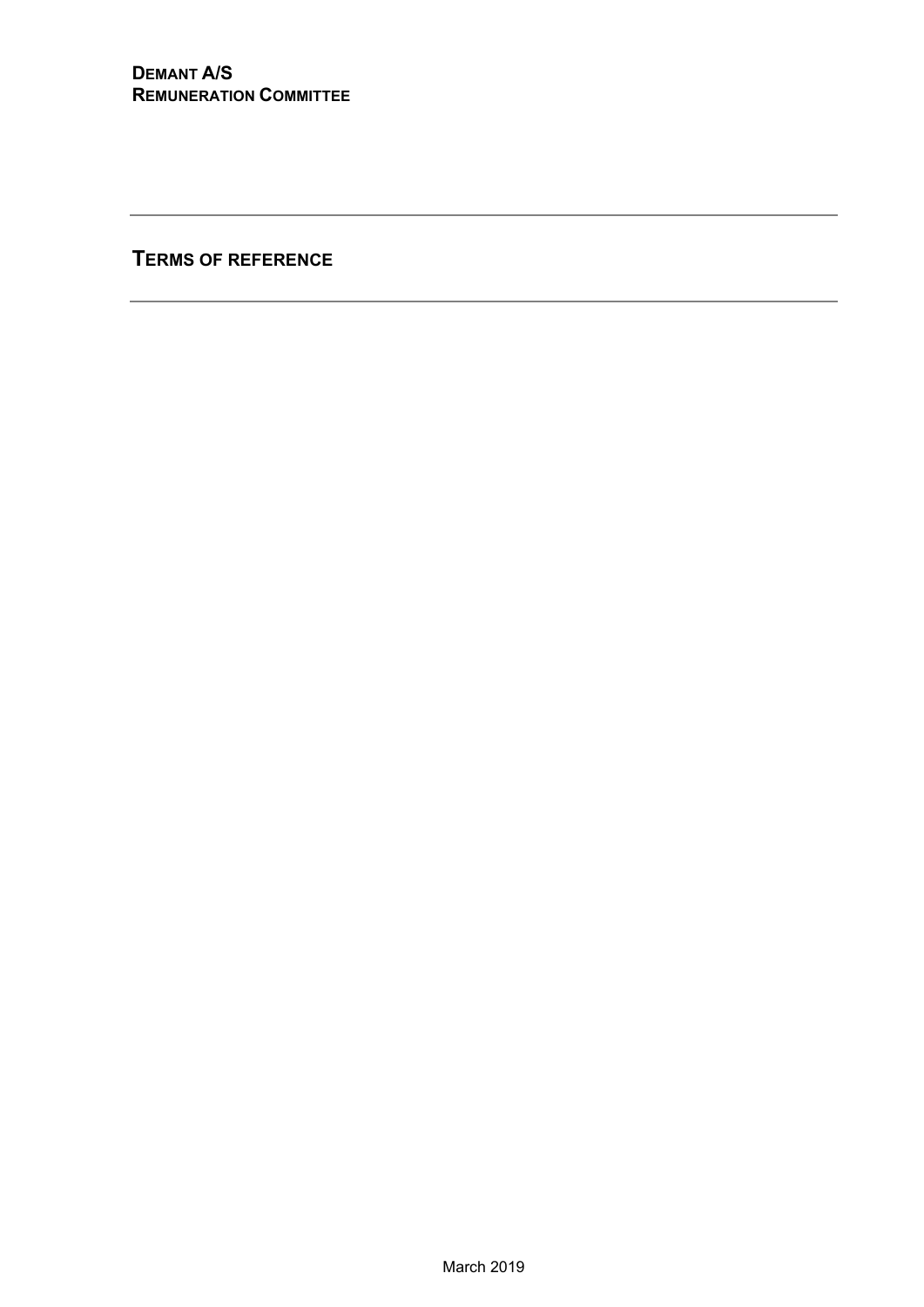**DEMANT A/S**
**REMUNERATION COMMITTEE**

---

# TERMS OF REFERENCE

---

March 2019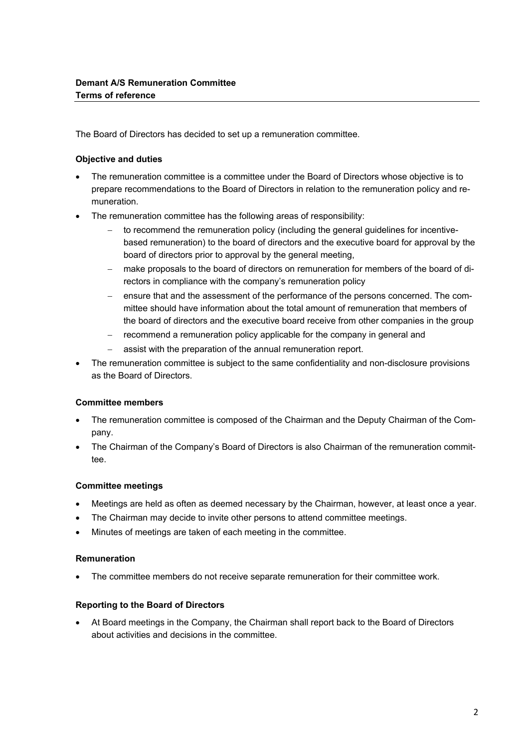**Demant A/S Remuneration Committee**
**Terms of reference**

The Board of Directors has decided to set up a remuneration committee.

### Objective and duties

- The remuneration committee is a committee under the Board of Directors whose objective is to prepare recommendations to the Board of Directors in relation to the remuneration policy and remuneration.
- The remuneration committee has the following areas of responsibility:
  - to recommend the remuneration policy (including the general guidelines for incentive-based remuneration) to the board of directors and the executive board for approval by the board of directors prior to approval by the general meeting,
  - make proposals to the board of directors on remuneration for members of the board of directors in compliance with the company's remuneration policy
  - ensure that and the assessment of the performance of the persons concerned. The committee should have information about the total amount of remuneration that members of the board of directors and the executive board receive from other companies in the group
  - recommend a remuneration policy applicable for the company in general and
  - assist with the preparation of the annual remuneration report.
- The remuneration committee is subject to the same confidentiality and non-disclosure provisions as the Board of Directors.

### Committee members

- The remuneration committee is composed of the Chairman and the Deputy Chairman of the Company.
- The Chairman of the Company's Board of Directors is also Chairman of the remuneration committee.

### Committee meetings

- Meetings are held as often as deemed necessary by the Chairman, however, at least once a year.
- The Chairman may decide to invite other persons to attend committee meetings.
- Minutes of meetings are taken of each meeting in the committee.

### Remuneration

- The committee members do not receive separate remuneration for their committee work.

### Reporting to the Board of Directors

- At Board meetings in the Company, the Chairman shall report back to the Board of Directors about activities and decisions in the committee.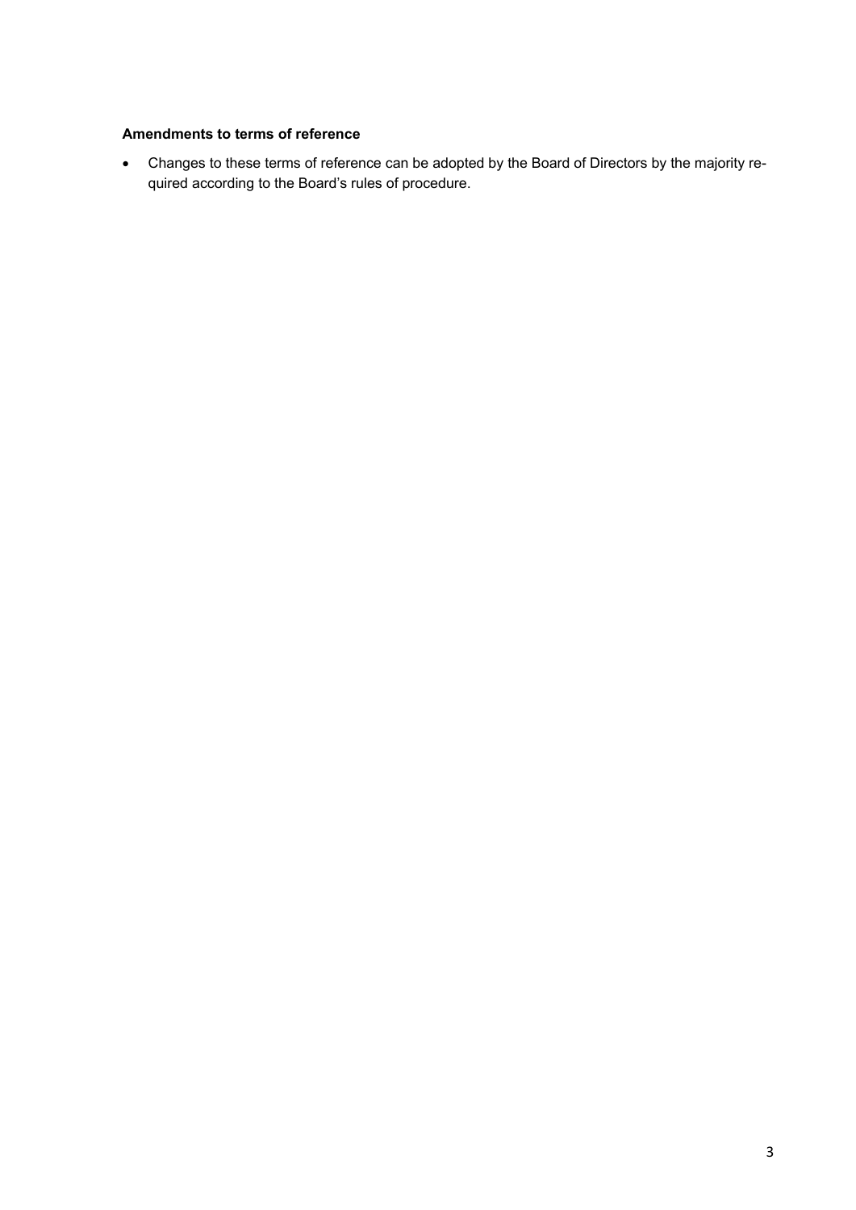**Amendments to terms of reference**

- Changes to these terms of reference can be adopted by the Board of Directors by the majority required according to the Board's rules of procedure.